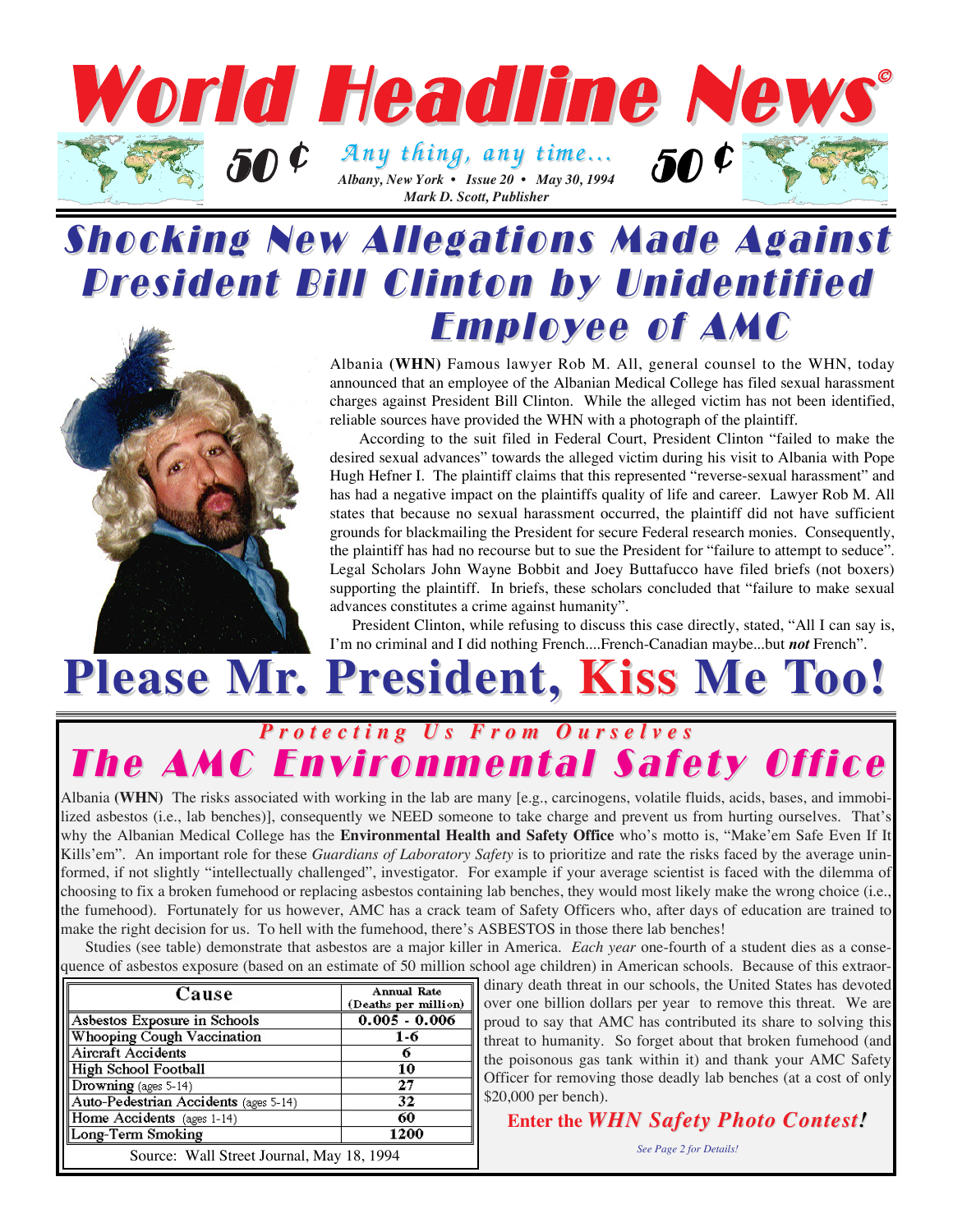# World Headline News©

50 ¢ *Any thing, any time...* 50 ¢

*Albany, New York • Issue 20 • May 30, 1994*
*Mark D. Scott, Publisher*

## Shocking New Allegations Made Against President Bill Clinton by Unidentified Employee of AMC

Albania **(WHN)** Famous lawyer Rob M. All, general counsel to the WHN, today announced that an employee of the Albanian Medical College has filed sexual harassment charges against President Bill Clinton. While the alleged victim has not been identified, reliable sources have provided the WHN with a photograph of the plaintiff.

According to the suit filed in Federal Court, President Clinton "failed to make the desired sexual advances" towards the alleged victim during his visit to Albania with Pope Hugh Hefner I. The plaintiff claims that this represented "reverse-sexual harassment" and has had a negative impact on the plaintiffs quality of life and career. Lawyer Rob M. All states that because no sexual harassment occurred, the plaintiff did not have sufficient grounds for blackmailing the President for secure Federal research monies. Consequently, the plaintiff has had no recourse but to sue the President for "failure to attempt to seduce". Legal Scholars John Wayne Bobbit and Joey Buttafucco have filed briefs (not boxers) supporting the plaintiff. In briefs, these scholars concluded that "failure to make sexual advances constitutes a crime against humanity".

President Clinton, while refusing to discuss this case directly, stated, "All I can say is, I'm no criminal and I did nothing French....French-Canadian maybe...but ***not*** French".

# Please Mr. President, Kiss Me Too!

### *Protecting Us From Ourselves*

## The AMC Environmental Safety Office

Albania **(WHN)** The risks associated with working in the lab are many [e.g., carcinogens, volatile fluids, acids, bases, and immobilized asbestos (i.e., lab benches)], consequently we NEED someone to take charge and prevent us from hurting ourselves. That's why the Albanian Medical College has the **Environmental Health and Safety Office** who's motto is, "Make'em Safe Even If It Kills'em". An important role for these *Guardians of Laboratory Safety* is to prioritize and rate the risks faced by the average uninformed, if not slightly "intellectually challenged", investigator. For example if your average scientist is faced with the dilemma of choosing to fix a broken fumehood or replacing asbestos containing lab benches, they would most likely make the wrong choice (i.e., the fumehood). Fortunately for us however, AMC has a crack team of Safety Officers who, after days of education are trained to make the right decision for us. To hell with the fumehood, there's ASBESTOS in those there lab benches!

Studies (see table) demonstrate that asbestos are a major killer in America. *Each year* one-fourth of a student dies as a consequence of asbestos exposure (based on an estimate of 50 million school age children) in American schools. Because of this extraordinary death threat in our schools, the United States has devoted over one billion dollars per year to remove this threat. We are proud to say that AMC has contributed its share to solving this threat to humanity. So forget about that broken fumehood (and the poisonous gas tank within it) and thank your AMC Safety Officer for removing those deadly lab benches (at a cost of only $20,000 per bench).

| Cause | Annual Rate (Deaths per million) |
|---|---|
| Asbestos Exposure in Schools | 0.005 - 0.006 |
| Whooping Cough Vaccination | 1-6 |
| Aircraft Accidents | 6 |
| High School Football | 10 |
| Drowning (ages 5-14) | 27 |
| Auto-Pedestrian Accidents (ages 5-14) | 32 |
| Home Accidents (ages 1-14) | 60 |
| Long-Term Smoking | 1200 |

Source: Wall Street Journal, May 18, 1994

**Enter the *WHN Safety Photo Contest!***

*See Page 2 for Details!*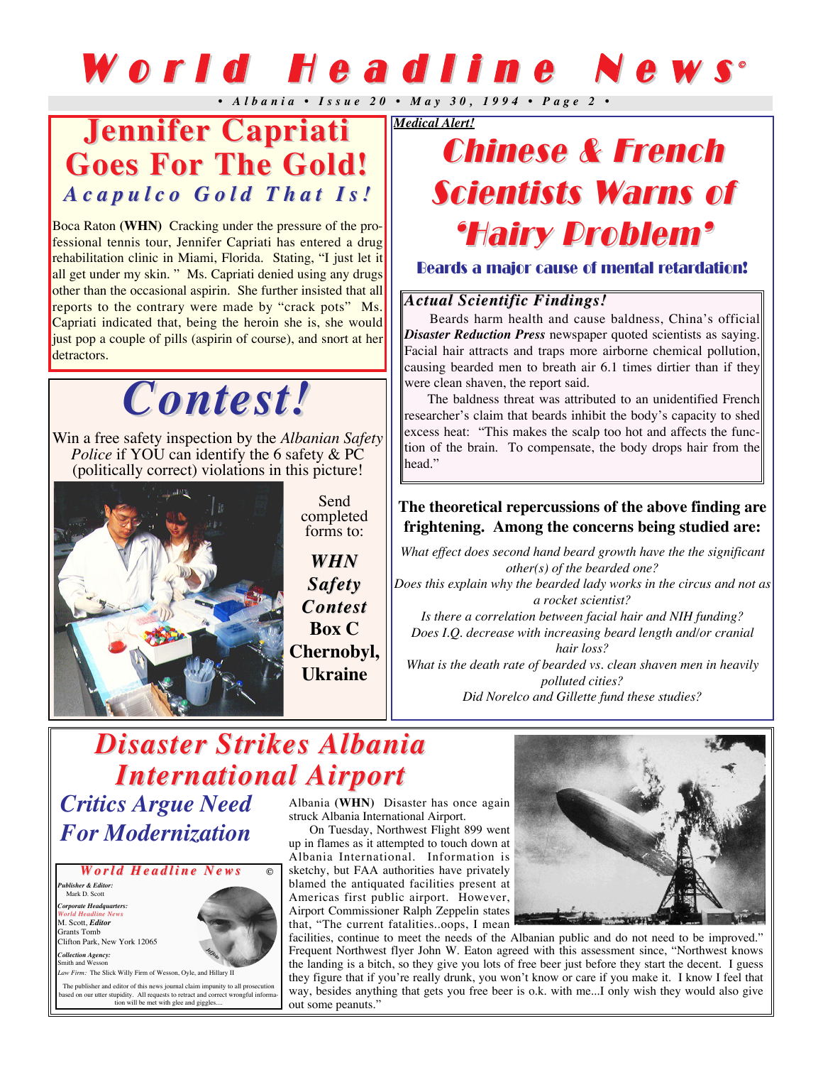# World Headline News©

## Jennifer Capriati Goes For The Gold!
### *Acapulco Gold That Is!*

Boca Raton **(WHN)** Cracking under the pressure of the professional tennis tour, Jennifer Capriati has entered a drug rehabilitation clinic in Miami, Florida. Stating, "I just let it all get under my skin." Ms. Capriati denied using any drugs other than the occasional aspirin. She further insisted that all reports to the contrary were made by "crack pots" Ms. Capriati indicated that, being the heroin she is, she would just pop a couple of pills (aspirin of course), and snort at her detractors.

## *Contest!*

Win a free safety inspection by the *Albanian Safety Police* if YOU can identify the 6 safety & PC (politically correct) violations in this picture!

Send completed forms to:

***WHN Safety Contest***
**Box C**
**Chernobyl, Ukraine**

*Medical Alert!*

## Chinese & French Scientists Warns of 'Hairy Problem'

**Beards a major cause of mental retardation!**

### *Actual Scientific Findings!*

Beards harm health and cause baldness, China's official ***Disaster Reduction Press*** newspaper quoted scientists as saying. Facial hair attracts and traps more airborne chemical pollution, causing bearded men to breath air 6.1 times dirtier than if they were clean shaven, the report said.

The baldness threat was attributed to an unidentified French researcher's claim that beards inhibit the body's capacity to shed excess heat: "This makes the scalp too hot and affects the function of the brain. To compensate, the body drops hair from the head."

**The theoretical repercussions of the above finding are frightening. Among the concerns being studied are:**

*What effect does second hand beard growth have the the significant other(s) of the bearded one?*
*Does this explain why the bearded lady works in the circus and not as a rocket scientist?*
*Is there a correlation between facial hair and NIH funding?*
*Does I.Q. decrease with increasing beard length and/or cranial hair loss?*
*What is the death rate of bearded vs. clean shaven men in heavily polluted cities?*
*Did Norelco and Gillette fund these studies?*

## *Disaster Strikes Albania International Airport*
### *Critics Argue Need For Modernization*

Albania **(WHN)** Disaster has once again struck Albania International Airport.

On Tuesday, Northwest Flight 899 went up in flames as it attempted to touch down at Albania International. Information is sketchy, but FAA authorities have privately blamed the antiquated facilities present at Americas first public airport. However, Airport Commissioner Ralph Zeppelin states that, "The current fatalities..oops, I mean facilities, continue to meet the needs of the Albanian public and do not need to be improved." Frequent Northwest flyer John W. Eaton agreed with this assessment since, "Northwest knows the landing is a bitch, so they give you lots of free beer just before they start the decent. I guess they figure that if you're really drunk, you won't know or care if you make it. I know I feel that way, besides anything that gets you free beer is o.k. with me...I only wish they would also give out some peanuts."

---

***World Headline News*** ©

***Publisher & Editor:*** Mark D. Scott

***Corporate Headquarters:*** *World Headline News*
M. Scott, ***Editor***
Grants Tomb
Clifton Park, New York 12065

***Collection Agency:*** Smith and Wesson

*Law Firm:* The Slick Willy Firm of Wesson, Oyle, and Hillary II

The publisher and editor of this news journal claim impunity to all prosecution based on our utter stupidity. All requests to retract and correct wrongful information will be met with glee and giggles....